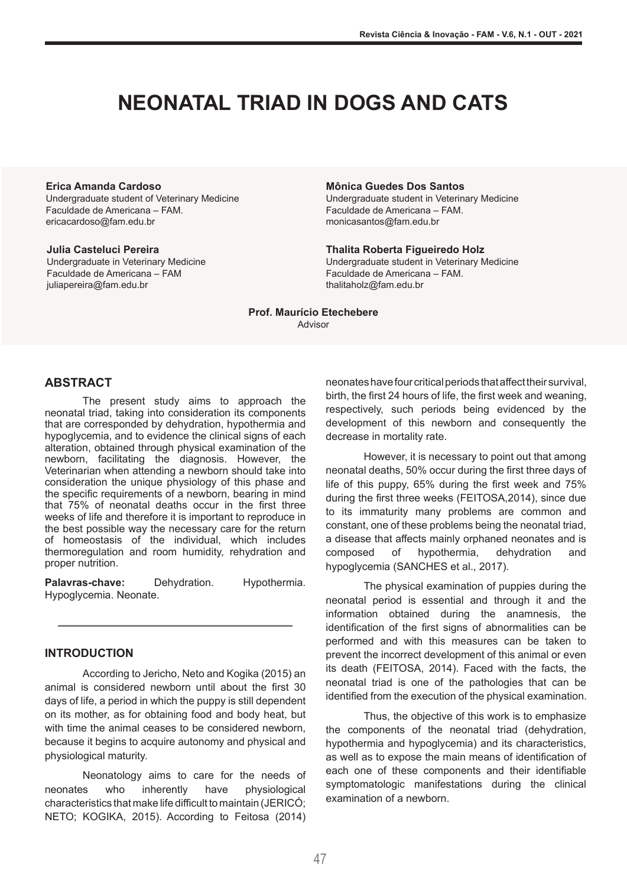# NEONATAL TRIAD IN DOGS AND CATS

**Erica Amanda Cardoso**
Undergraduate student of Veterinary Medicine
Faculdade de Americana – FAM.
ericacardoso@fam.edu.br

**Mônica Guedes Dos Santos**
Undergraduate student in Veterinary Medicine
Faculdade de Americana – FAM.
monicasantos@fam.edu.br

**Julia Casteluci Pereira**
Undergraduate in Veterinary Medicine
Faculdade de Americana – FAM
juliapereira@fam.edu.br

**Thalita Roberta Figueiredo Holz**
Undergraduate student in Veterinary Medicine
Faculdade de Americana – FAM.
thalitaholz@fam.edu.br

**Prof. Maurício Etechebere**
Advisor

## ABSTRACT

The present study aims to approach the neonatal triad, taking into consideration its components that are corresponded by dehydration, hypothermia and hypoglycemia, and to evidence the clinical signs of each alteration, obtained through physical examination of the newborn, facilitating the diagnosis. However, the Veterinarian when attending a newborn should take into consideration the unique physiology of this phase and the specific requirements of a newborn, bearing in mind that 75% of neonatal deaths occur in the first three weeks of life and therefore it is important to reproduce in the best possible way the necessary care for the return of homeostasis of the individual, which includes thermoregulation and room humidity, rehydration and proper nutrition.

**Palavras-chave:** Dehydration. Hypothermia. Hypoglycemia. Neonate.

## INTRODUCTION

According to Jericho, Neto and Kogika (2015) an animal is considered newborn until about the first 30 days of life, a period in which the puppy is still dependent on its mother, as for obtaining food and body heat, but with time the animal ceases to be considered newborn, because it begins to acquire autonomy and physical and physiological maturity.

Neonatology aims to care for the needs of neonates who inherently have physiological characteristics that make life difficult to maintain (JERICÓ; NETO; KOGIKA, 2015). According to Feitosa (2014) neonates have four critical periods that affect their survival, birth, the first 24 hours of life, the first week and weaning, respectively, such periods being evidenced by the development of this newborn and consequently the decrease in mortality rate.

However, it is necessary to point out that among neonatal deaths, 50% occur during the first three days of life of this puppy, 65% during the first week and 75% during the first three weeks (FEITOSA,2014), since due to its immaturity many problems are common and constant, one of these problems being the neonatal triad, a disease that affects mainly orphaned neonates and is composed of hypothermia, dehydration and hypoglycemia (SANCHES et al., 2017).

The physical examination of puppies during the neonatal period is essential and through it and the information obtained during the anamnesis, the identification of the first signs of abnormalities can be performed and with this measures can be taken to prevent the incorrect development of this animal or even its death (FEITOSA, 2014). Faced with the facts, the neonatal triad is one of the pathologies that can be identified from the execution of the physical examination.

Thus, the objective of this work is to emphasize the components of the neonatal triad (dehydration, hypothermia and hypoglycemia) and its characteristics, as well as to expose the main means of identification of each one of these components and their identifiable symptomatologic manifestations during the clinical examination of a newborn.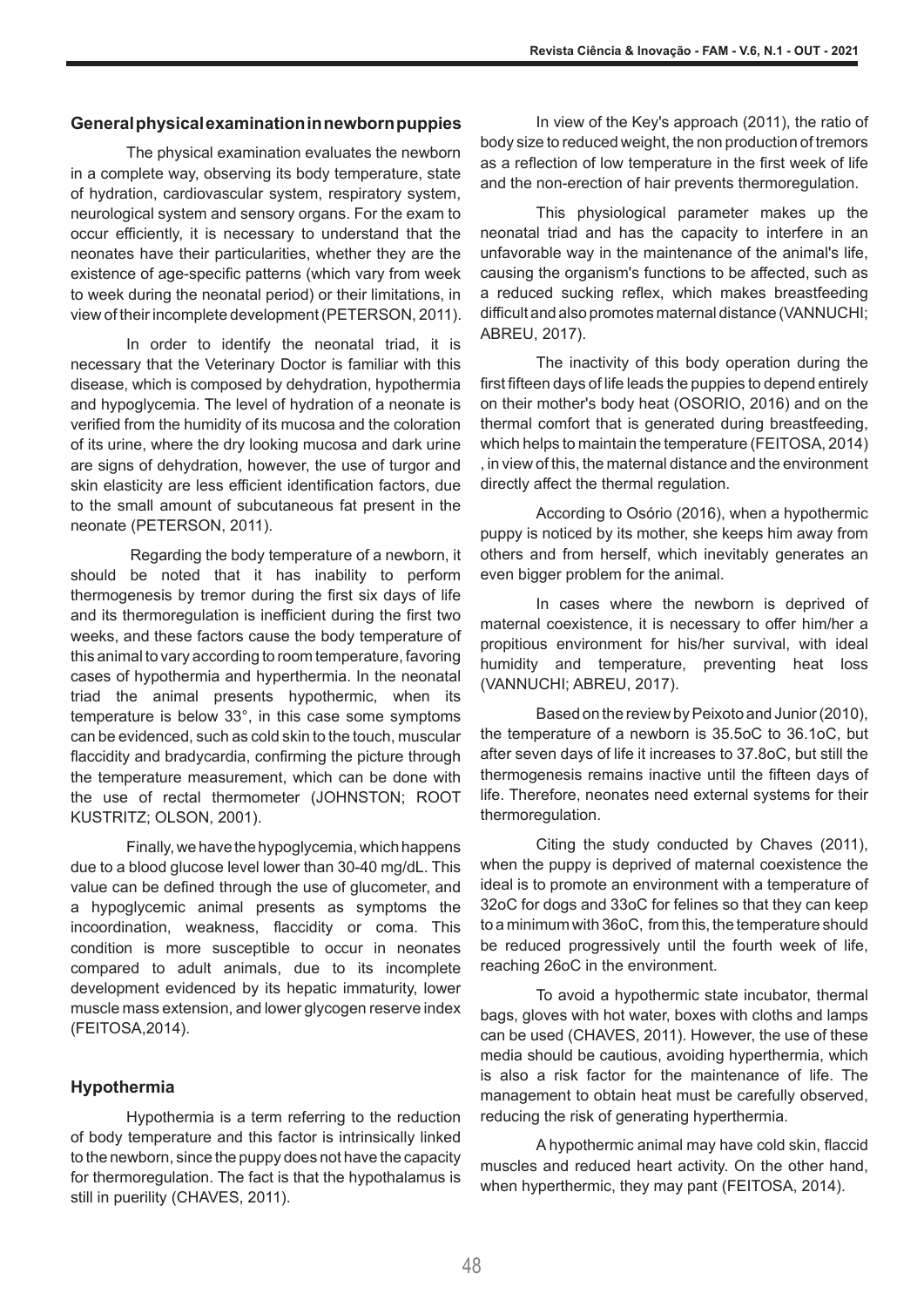## General physical examination in newborn puppies

The physical examination evaluates the newborn in a complete way, observing its body temperature, state of hydration, cardiovascular system, respiratory system, neurological system and sensory organs. For the exam to occur efficiently, it is necessary to understand that the neonates have their particularities, whether they are the existence of age-specific patterns (which vary from week to week during the neonatal period) or their limitations, in view of their incomplete development (PETERSON, 2011).

In order to identify the neonatal triad, it is necessary that the Veterinary Doctor is familiar with this disease, which is composed by dehydration, hypothermia and hypoglycemia. The level of hydration of a neonate is verified from the humidity of its mucosa and the coloration of its urine, where the dry looking mucosa and dark urine are signs of dehydration, however, the use of turgor and skin elasticity are less efficient identification factors, due to the small amount of subcutaneous fat present in the neonate (PETERSON, 2011).

Regarding the body temperature of a newborn, it should be noted that it has inability to perform thermogenesis by tremor during the first six days of life and its thermoregulation is inefficient during the first two weeks, and these factors cause the body temperature of this animal to vary according to room temperature, favoring cases of hypothermia and hyperthermia. In the neonatal triad the animal presents hypothermic, when its temperature is below 33°, in this case some symptoms can be evidenced, such as cold skin to the touch, muscular flaccidity and bradycardia, confirming the picture through the temperature measurement, which can be done with the use of rectal thermometer (JOHNSTON; ROOT KUSTRITZ; OLSON, 2001).

Finally, we have the hypoglycemia, which happens due to a blood glucose level lower than 30-40 mg/dL. This value can be defined through the use of glucometer, and a hypoglycemic animal presents as symptoms the incoordination, weakness, flaccidity or coma. This condition is more susceptible to occur in neonates compared to adult animals, due to its incomplete development evidenced by its hepatic immaturity, lower muscle mass extension, and lower glycogen reserve index (FEITOSA,2014).

## Hypothermia

Hypothermia is a term referring to the reduction of body temperature and this factor is intrinsically linked to the newborn, since the puppy does not have the capacity for thermoregulation. The fact is that the hypothalamus is still in puerility (CHAVES, 2011).

In view of the Key's approach (2011), the ratio of body size to reduced weight, the non production of tremors as a reflection of low temperature in the first week of life and the non-erection of hair prevents thermoregulation.

This physiological parameter makes up the neonatal triad and has the capacity to interfere in an unfavorable way in the maintenance of the animal's life, causing the organism's functions to be affected, such as a reduced sucking reflex, which makes breastfeeding difficult and also promotes maternal distance (VANNUCHI; ABREU, 2017).

The inactivity of this body operation during the first fifteen days of life leads the puppies to depend entirely on their mother's body heat (OSORIO, 2016) and on the thermal comfort that is generated during breastfeeding, which helps to maintain the temperature (FEITOSA, 2014) , in view of this, the maternal distance and the environment directly affect the thermal regulation.

According to Osório (2016), when a hypothermic puppy is noticed by its mother, she keeps him away from others and from herself, which inevitably generates an even bigger problem for the animal.

In cases where the newborn is deprived of maternal coexistence, it is necessary to offer him/her a propitious environment for his/her survival, with ideal humidity and temperature, preventing heat loss (VANNUCHI; ABREU, 2017).

Based on the review by Peixoto and Junior (2010), the temperature of a newborn is 35.5oC to 36.1oC, but after seven days of life it increases to 37.8oC, but still the thermogenesis remains inactive until the fifteen days of life. Therefore, neonates need external systems for their thermoregulation.

Citing the study conducted by Chaves (2011), when the puppy is deprived of maternal coexistence the ideal is to promote an environment with a temperature of 32oC for dogs and 33oC for felines so that they can keep to a minimum with 36oC, from this, the temperature should be reduced progressively until the fourth week of life, reaching 26oC in the environment.

To avoid a hypothermic state incubator, thermal bags, gloves with hot water, boxes with cloths and lamps can be used (CHAVES, 2011). However, the use of these media should be cautious, avoiding hyperthermia, which is also a risk factor for the maintenance of life. The management to obtain heat must be carefully observed, reducing the risk of generating hyperthermia.

A hypothermic animal may have cold skin, flaccid muscles and reduced heart activity. On the other hand, when hyperthermic, they may pant (FEITOSA, 2014).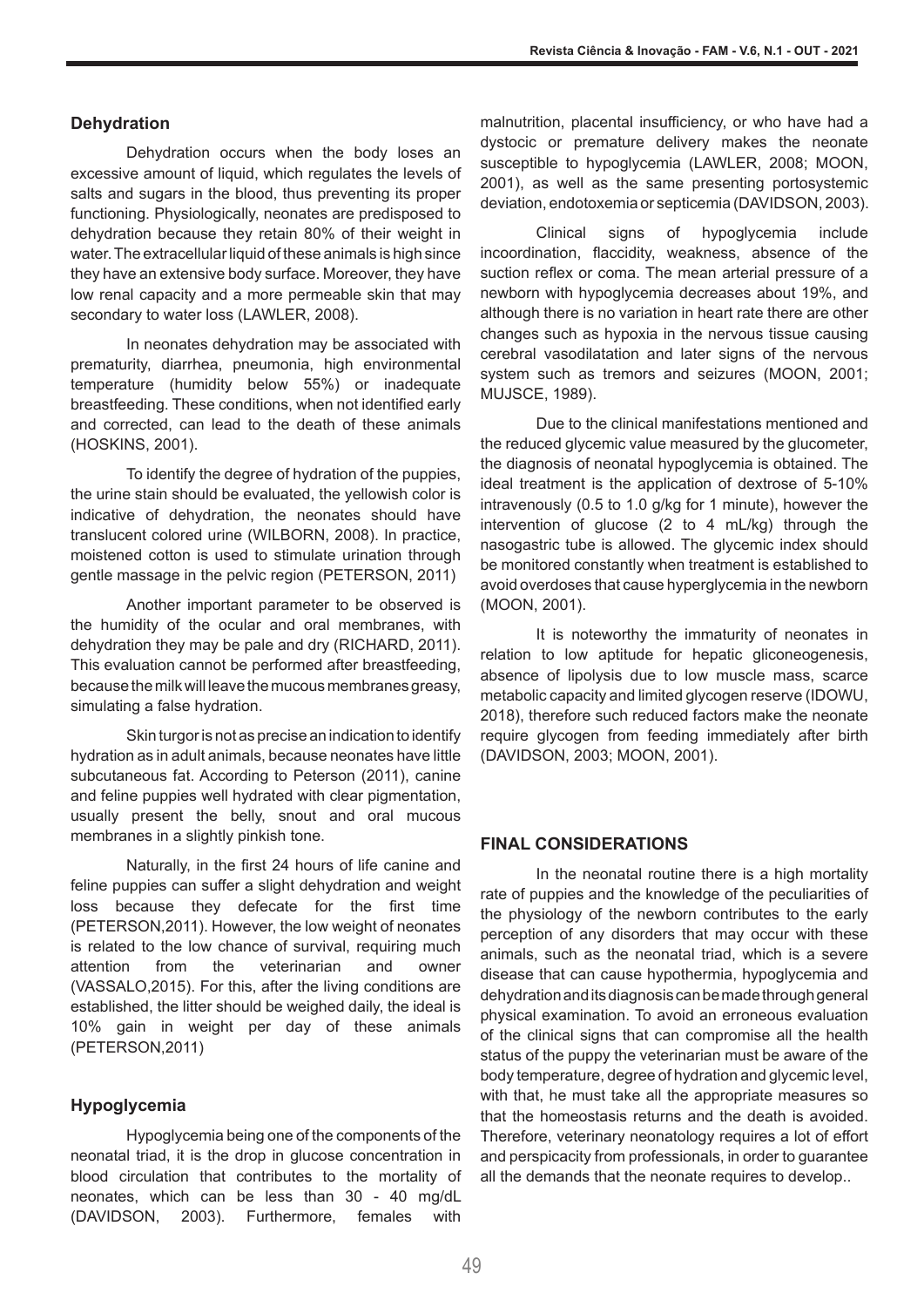## Dehydration

Dehydration occurs when the body loses an excessive amount of liquid, which regulates the levels of salts and sugars in the blood, thus preventing its proper functioning. Physiologically, neonates are predisposed to dehydration because they retain 80% of their weight in water. The extracellular liquid of these animals is high since they have an extensive body surface. Moreover, they have low renal capacity and a more permeable skin that may secondary to water loss (LAWLER, 2008).

In neonates dehydration may be associated with prematurity, diarrhea, pneumonia, high environmental temperature (humidity below 55%) or inadequate breastfeeding. These conditions, when not identified early and corrected, can lead to the death of these animals (HOSKINS, 2001).

To identify the degree of hydration of the puppies, the urine stain should be evaluated, the yellowish color is indicative of dehydration, the neonates should have translucent colored urine (WILBORN, 2008). In practice, moistened cotton is used to stimulate urination through gentle massage in the pelvic region (PETERSON, 2011)

Another important parameter to be observed is the humidity of the ocular and oral membranes, with dehydration they may be pale and dry (RICHARD, 2011). This evaluation cannot be performed after breastfeeding, because the milk will leave the mucous membranes greasy, simulating a false hydration.

Skin turgor is not as precise an indication to identify hydration as in adult animals, because neonates have little subcutaneous fat. According to Peterson (2011), canine and feline puppies well hydrated with clear pigmentation, usually present the belly, snout and oral mucous membranes in a slightly pinkish tone.

Naturally, in the first 24 hours of life canine and feline puppies can suffer a slight dehydration and weight loss because they defecate for the first time (PETERSON,2011). However, the low weight of neonates is related to the low chance of survival, requiring much attention from the veterinarian and owner (VASSALO,2015). For this, after the living conditions are established, the litter should be weighed daily, the ideal is 10% gain in weight per day of these animals (PETERSON,2011)

## Hypoglycemia

Hypoglycemia being one of the components of the neonatal triad, it is the drop in glucose concentration in blood circulation that contributes to the mortality of neonates, which can be less than 30 - 40 mg/dL (DAVIDSON, 2003). Furthermore, females with malnutrition, placental insufficiency, or who have had a dystocic or premature delivery makes the neonate susceptible to hypoglycemia (LAWLER, 2008; MOON, 2001), as well as the same presenting portosystemic deviation, endotoxemia or septicemia (DAVIDSON, 2003).

Clinical signs of hypoglycemia include incoordination, flaccidity, weakness, absence of the suction reflex or coma. The mean arterial pressure of a newborn with hypoglycemia decreases about 19%, and although there is no variation in heart rate there are other changes such as hypoxia in the nervous tissue causing cerebral vasodilatation and later signs of the nervous system such as tremors and seizures (MOON, 2001; MUJSCE, 1989).

Due to the clinical manifestations mentioned and the reduced glycemic value measured by the glucometer, the diagnosis of neonatal hypoglycemia is obtained. The ideal treatment is the application of dextrose of 5-10% intravenously (0.5 to 1.0 g/kg for 1 minute), however the intervention of glucose (2 to 4 mL/kg) through the nasogastric tube is allowed. The glycemic index should be monitored constantly when treatment is established to avoid overdoses that cause hyperglycemia in the newborn (MOON, 2001).

It is noteworthy the immaturity of neonates in relation to low aptitude for hepatic gliconeogenesis, absence of lipolysis due to low muscle mass, scarce metabolic capacity and limited glycogen reserve (IDOWU, 2018), therefore such reduced factors make the neonate require glycogen from feeding immediately after birth (DAVIDSON, 2003; MOON, 2001).

## FINAL CONSIDERATIONS

In the neonatal routine there is a high mortality rate of puppies and the knowledge of the peculiarities of the physiology of the newborn contributes to the early perception of any disorders that may occur with these animals, such as the neonatal triad, which is a severe disease that can cause hypothermia, hypoglycemia and dehydration and its diagnosis can be made through general physical examination. To avoid an erroneous evaluation of the clinical signs that can compromise all the health status of the puppy the veterinarian must be aware of the body temperature, degree of hydration and glycemic level, with that, he must take all the appropriate measures so that the homeostasis returns and the death is avoided. Therefore, veterinary neonatology requires a lot of effort and perspicacity from professionals, in order to guarantee all the demands that the neonate requires to develop..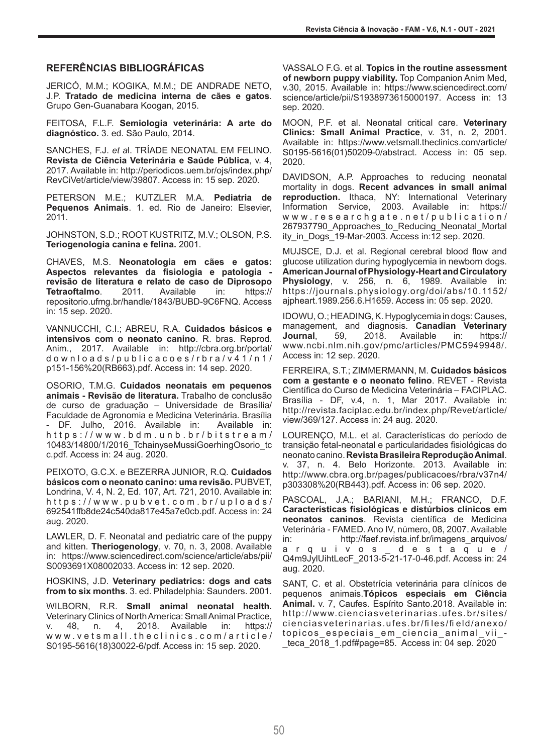## REFERÊNCIAS BIBLIOGRÁFICAS

JERICÓ, M.M.; KOGIKA, M.M.; DE ANDRADE NETO, J.P. **Tratado de medicina interna de cães e gatos**. Grupo Gen-Guanabara Koogan, 2015.

FEITOSA, F.L.F. **Semiologia veterinária: A arte do diagnóstico.** 3. ed. São Paulo, 2014.

SANCHES, F.J. *et a*l. TRÍADE NEONATAL EM FELINO. **Revista de Ciência Veterinária e Saúde Pública**, v. 4, 2017. Available in: http://periodicos.uem.br/ojs/index.php/RevCiVet/article/view/39807. Access in: 15 sep. 2020.

PETERSON M.E.; KUTZLER M.A. **Pediatria de Pequenos Animais**. 1. ed. Rio de Janeiro: Elsevier, 2011.

JOHNSTON, S.D.; ROOT KUSTRITZ, M.V.; OLSON, P.S. **Teriogenologia canina e felina.** 2001.

CHAVES, M.S. **Neonatologia em cães e gatos: Aspectos relevantes da fisiologia e patologia - revisão de literatura e relato de caso de Diprosopo Tetraoftalmo**. 2011. Available in: https://repositorio.ufmg.br/handle/1843/BUBD-9C6FNQ. Access in: 15 sep. 2020.

VANNUCCHI, C.I.; ABREU, R.A. **Cuidados básicos e intensivos com o neonato canino**. R. bras. Reprod. Anim., 2017. Available in: http://cbra.org.br/portal/downloads/publicacoes/rbra/v41/n1/p151-156%20(RB663).pdf. Access in: 14 sep. 2020.

OSORIO, T.M.G. **Cuidados neonatais em pequenos animais - Revisão de literatura.** Trabalho de conclusão de curso de graduação – Universidade de Brasília/ Faculdade de Agronomia e Medicina Veterinária. Brasília - DF. Julho, 2016. Available in: Available in: https://www.bdm.unb.br/bitstream/10483/14800/1/2016_TchainyseMussiGoerhingOsorio_tcc.pdf. Access in: 24 aug. 2020.

PEIXOTO, G.C.X. e BEZERRA JUNIOR, R.Q. **Cuidados básicos com o neonato canino: uma revisão.** PUBVET, Londrina, V. 4, N. 2, Ed. 107, Art. 721, 2010. Available in: https://www.pubvet.com.br/uploads/692541ffb8de24c540da817e45a7e0cb.pdf. Access in: 24 aug. 2020.

LAWLER, D. F. Neonatal and pediatric care of the puppy and kitten. **Theriogenology**, v. 70, n. 3, 2008. Available in: https://www.sciencedirect.com/science/article/abs/pii/S0093691X08002033. Access in: 12 sep. 2020.

HOSKINS, J.D. **Veterinary pediatrics: dogs and cats from to six months**. 3. ed. Philadelphia: Saunders. 2001.

WILBORN, R.R. **Small animal neonatal health.** Veterinary Clinics of North America: Small Animal Practice, v. 48, n. 4, 2018. Available in: https://www.vetsmall.theclinics.com/article/S0195-5616(18)30022-6/pdf. Access in: 15 sep. 2020.

VASSALO F.G. et al. **Topics in the routine assessment of newborn puppy viability.** Top Companion Anim Med, v.30, 2015. Available in: https://www.sciencedirect.com/science/article/pii/S1938973615000197. Access in: 13 sep. 2020.

MOON, P.F. et al. Neonatal critical care. **Veterinary Clinics: Small Animal Practice**, v. 31, n. 2, 2001. Available in: https://www.vetsmall.theclinics.com/article/S0195-5616(01)50209-0/abstract. Access in: 05 sep. 2020.

DAVIDSON, A.P. Approaches to reducing neonatal mortality in dogs. **Recent advances in small animal reproduction.** Ithaca, NY: International Veterinary Information Service, 2003. Available in: https://www.researchgate.net/publication/267937790_Approaches_to_Reducing_Neonatal_Mortality_in_Dogs_19-Mar-2003. Access in:12 sep. 2020.

MUJSCE, D.J. et al. Regional cerebral blood flow and glucose utilization during hypoglycemia in newborn dogs. **American Journal of Physiology-Heart and Circulatory Physiology**, v. 256, n. 6, 1989. Available in: https://journals.physiology.org/doi/abs/10.1152/ajpheart.1989.256.6.H1659. Access in: 05 sep. 2020.

IDOWU, O.; HEADING, K. Hypoglycemia in dogs: Causes, management, and diagnosis. **Canadian Veterinary Journal**, 59, 2018. Available in: https://www.ncbi.nlm.nih.gov/pmc/articles/PMC5949948/. Access in: 12 sep. 2020.

FERREIRA, S.T.; ZIMMERMANN, M. **Cuidados básicos com a gestante e o neonato felino**. REVET - Revista Científica do Curso de Medicina Veterinária – FACIPLAC. Brasília - DF, v.4, n. 1, Mar 2017. Available in: http://revista.faciplac.edu.br/index.php/Revet/article/view/369/127. Access in: 24 aug. 2020.

LOURENÇO, M.L. et al. Características do período de transição fetal-neonatal e particularidades fisiológicas do neonato canino. **Revista Brasileira Reprodução Animal**. v. 37, n. 4. Belo Horizonte. 2013. Available in: http://www.cbra.org.br/pages/publicacoes/rbra/v37n4/p303308%20(RB443).pdf. Access in: 06 sep. 2020.

PASCOAL, J.A.; BARIANI, M.H.; FRANCO, D.F. **Características fisiológicas e distúrbios clínicos em neonatos caninos**. Revista científica de Medicina Veterinária - FAMED. Ano IV, número, 08, 2007. Available in: http://faef.revista.inf.br/imagens_arquivos/arquivos_destaque/Q4m9JylUihtLecF_2013-5-21-17-0-46.pdf. Access in: 24 aug. 2020.

SANT, C. et al. Obstetrícia veterinária para clínicos de pequenos animais.**Tópicos especiais em Ciência Animal.** v. 7, Caufes. Espírito Santo.2018. Available in: http://www.cienciasveterinarias.ufes.br/sites/cienciasveterinarias.ufes.br/files/field/anexo/topicos_especiais_em_ciencia_animal_vii_-_teca_2018_1.pdf#page=85. Access in: 04 sep. 2020